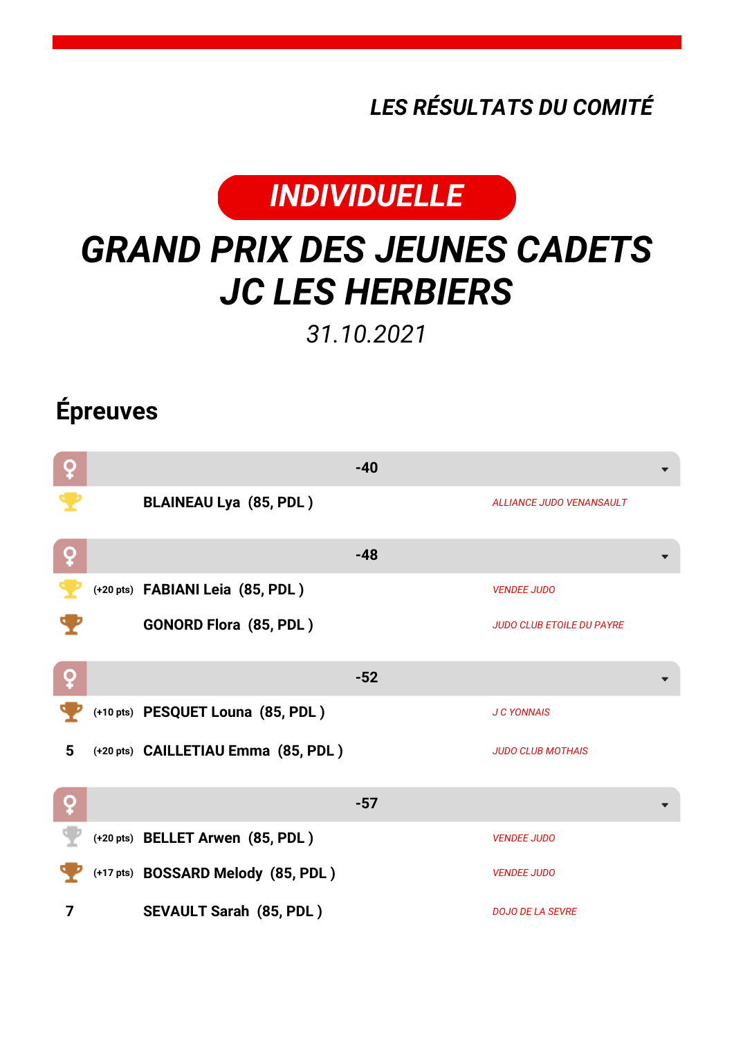*LES RÉSULTATS DU COMITÉ*

**INDIVIDUELLE**

# GRAND PRIX DES JEUNES CADETS JC LES HERBIERS

*31.10.2021*

## Épreuves

### ♀ -40

| Place | Points | Nom | Club |
|---|---|---|---|
| 1 (or) | | **BLAINEAU Lya (85, PDL )** | *ALLIANCE JUDO VENANSAULT* |

### ♀ -48

| Place | Points | Nom | Club |
|---|---|---|---|
| 1 (or) | (+20 pts) | **FABIANI Leia (85, PDL )** | *VENDEE JUDO* |
| 3 (bronze) | | **GONORD Flora (85, PDL )** | *JUDO CLUB ETOILE DU PAYRE* |

### ♀ -52

| Place | Points | Nom | Club |
|---|---|---|---|
| 3 (bronze) | (+10 pts) | **PESQUET Louna (85, PDL )** | *J C YONNAIS* |
| 5 | (+20 pts) | **CAILLETIAU Emma (85, PDL )** | *JUDO CLUB MOTHAIS* |

### ♀ -57

| Place | Points | Nom | Club |
|---|---|---|---|
| 2 (argent) | (+20 pts) | **BELLET Arwen (85, PDL )** | *VENDEE JUDO* |
| 3 (bronze) | (+17 pts) | **BOSSARD Melody (85, PDL )** | *VENDEE JUDO* |
| 7 | | **SEVAULT Sarah (85, PDL )** | *DOJO DE LA SEVRE* |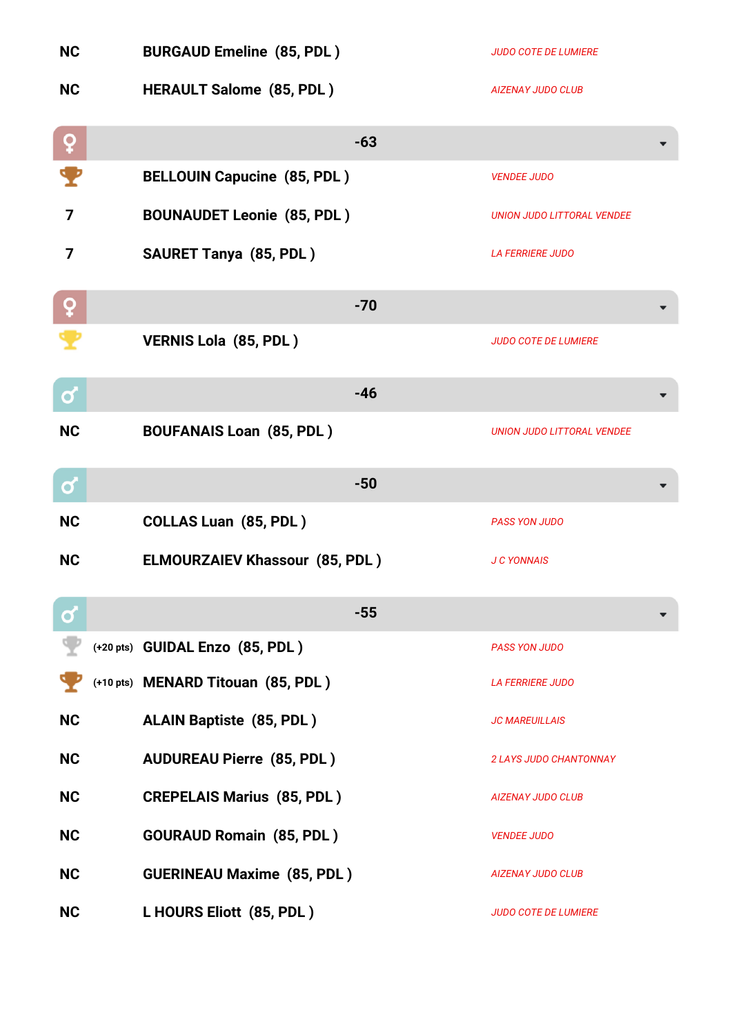| | | |
|---|---|---|
| NC | BURGAUD Emeline (85, PDL ) | *JUDO COTE DE LUMIERE* |
| NC | HERAULT Salome (85, PDL ) | *AIZENAY JUDO CLUB* |

## ♀ -63

| | | |
|---|---|---|
| 🏆 | BELLOUIN Capucine (85, PDL ) | *VENDEE JUDO* |
| 7 | BOUNAUDET Leonie (85, PDL ) | *UNION JUDO LITTORAL VENDEE* |
| 7 | SAURET Tanya (85, PDL ) | *LA FERRIERE JUDO* |

## ♀ -70

| | | |
|---|---|---|
| 🏆 | VERNIS Lola (85, PDL ) | *JUDO COTE DE LUMIERE* |

## ♂ -46

| | | |
|---|---|---|
| NC | BOUFANAIS Loan (85, PDL ) | *UNION JUDO LITTORAL VENDEE* |

## ♂ -50

| | | |
|---|---|---|
| NC | COLLAS Luan (85, PDL ) | *PASS YON JUDO* |
| NC | ELMOURZAIEV Khassour (85, PDL ) | *J C YONNAIS* |

## ♂ -55

| | | |
|---|---|---|
| 🏆 (+20 pts) | GUIDAL Enzo (85, PDL ) | *PASS YON JUDO* |
| 🏆 (+10 pts) | MENARD Titouan (85, PDL ) | *LA FERRIERE JUDO* |
| NC | ALAIN Baptiste (85, PDL ) | *JC MAREUILLAIS* |
| NC | AUDUREAU Pierre (85, PDL ) | *2 LAYS JUDO CHANTONNAY* |
| NC | CREPELAIS Marius (85, PDL ) | *AIZENAY JUDO CLUB* |
| NC | GOURAUD Romain (85, PDL ) | *VENDEE JUDO* |
| NC | GUERINEAU Maxime (85, PDL ) | *AIZENAY JUDO CLUB* |
| NC | L HOURS Eliott (85, PDL ) | *JUDO COTE DE LUMIERE* |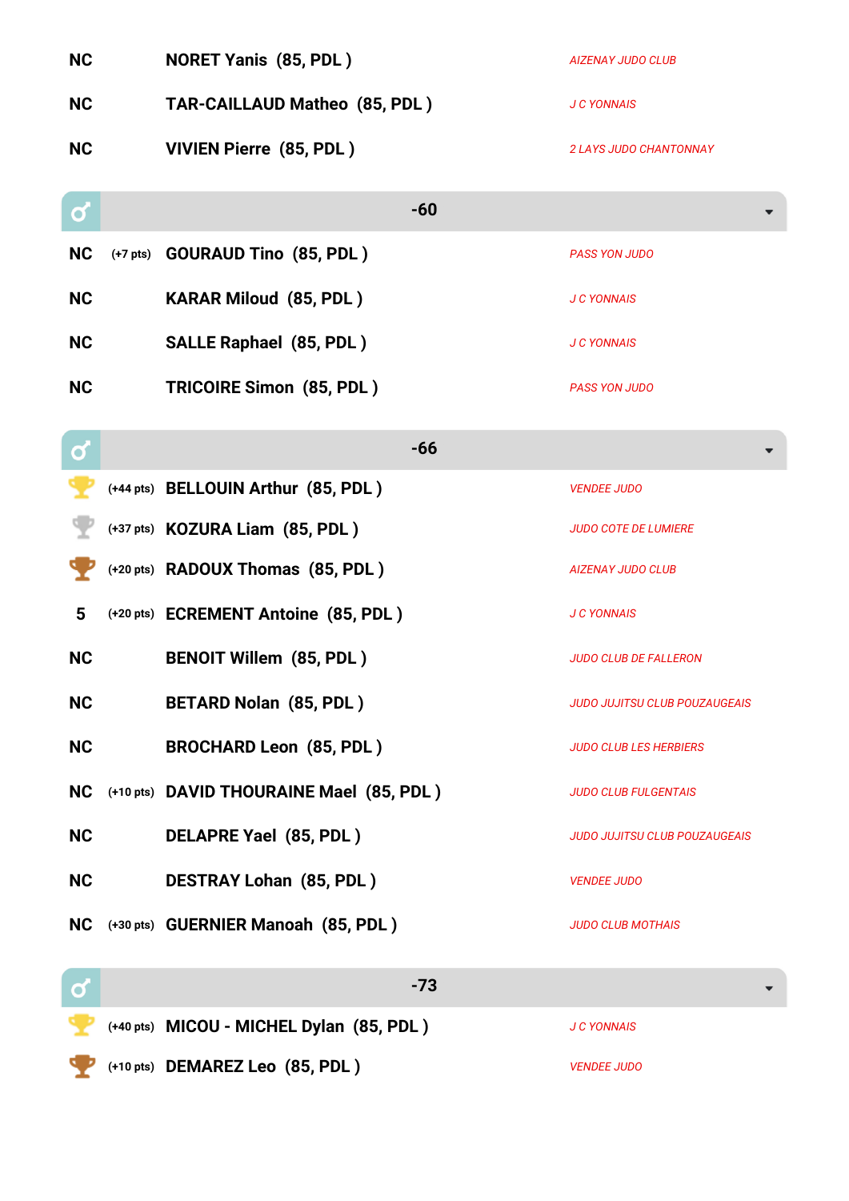| | | | |
|---|---|---|---|
| NC | | **NORET Yanis (85, PDL )** | *AIZENAY JUDO CLUB* |
| NC | | **TAR-CAILLAUD Matheo (85, PDL )** | *J C YONNAIS* |
| NC | | **VIVIEN Pierre (85, PDL )** | *2 LAYS JUDO CHANTONNAY* |

## ♂ -60

| | | | |
|---|---|---|---|
| NC | (+7 pts) | **GOURAUD Tino (85, PDL )** | *PASS YON JUDO* |
| NC | | **KARAR Miloud (85, PDL )** | *J C YONNAIS* |
| NC | | **SALLE Raphael (85, PDL )** | *J C YONNAIS* |
| NC | | **TRICOIRE Simon (85, PDL )** | *PASS YON JUDO* |

## ♂ -66

| | | | |
|---|---|---|---|
| 1 | (+44 pts) | **BELLOUIN Arthur (85, PDL )** | *VENDEE JUDO* |
| 2 | (+37 pts) | **KOZURA Liam (85, PDL )** | *JUDO COTE DE LUMIERE* |
| 3 | (+20 pts) | **RADOUX Thomas (85, PDL )** | *AIZENAY JUDO CLUB* |
| 5 | (+20 pts) | **ECREMENT Antoine (85, PDL )** | *J C YONNAIS* |
| NC | | **BENOIT Willem (85, PDL )** | *JUDO CLUB DE FALLERON* |
| NC | | **BETARD Nolan (85, PDL )** | *JUDO JUJITSU CLUB POUZAUGEAIS* |
| NC | | **BROCHARD Leon (85, PDL )** | *JUDO CLUB LES HERBIERS* |
| NC | (+10 pts) | **DAVID THOURAINE Mael (85, PDL )** | *JUDO CLUB FULGENTAIS* |
| NC | | **DELAPRE Yael (85, PDL )** | *JUDO JUJITSU CLUB POUZAUGEAIS* |
| NC | | **DESTRAY Lohan (85, PDL )** | *VENDEE JUDO* |
| NC | (+30 pts) | **GUERNIER Manoah (85, PDL )** | *JUDO CLUB MOTHAIS* |

## ♂ -73

| | | | |
|---|---|---|---|
| 1 | (+40 pts) | **MICOU - MICHEL Dylan (85, PDL )** | *J C YONNAIS* |
| 3 | (+10 pts) | **DEMAREZ Leo (85, PDL )** | *VENDEE JUDO* |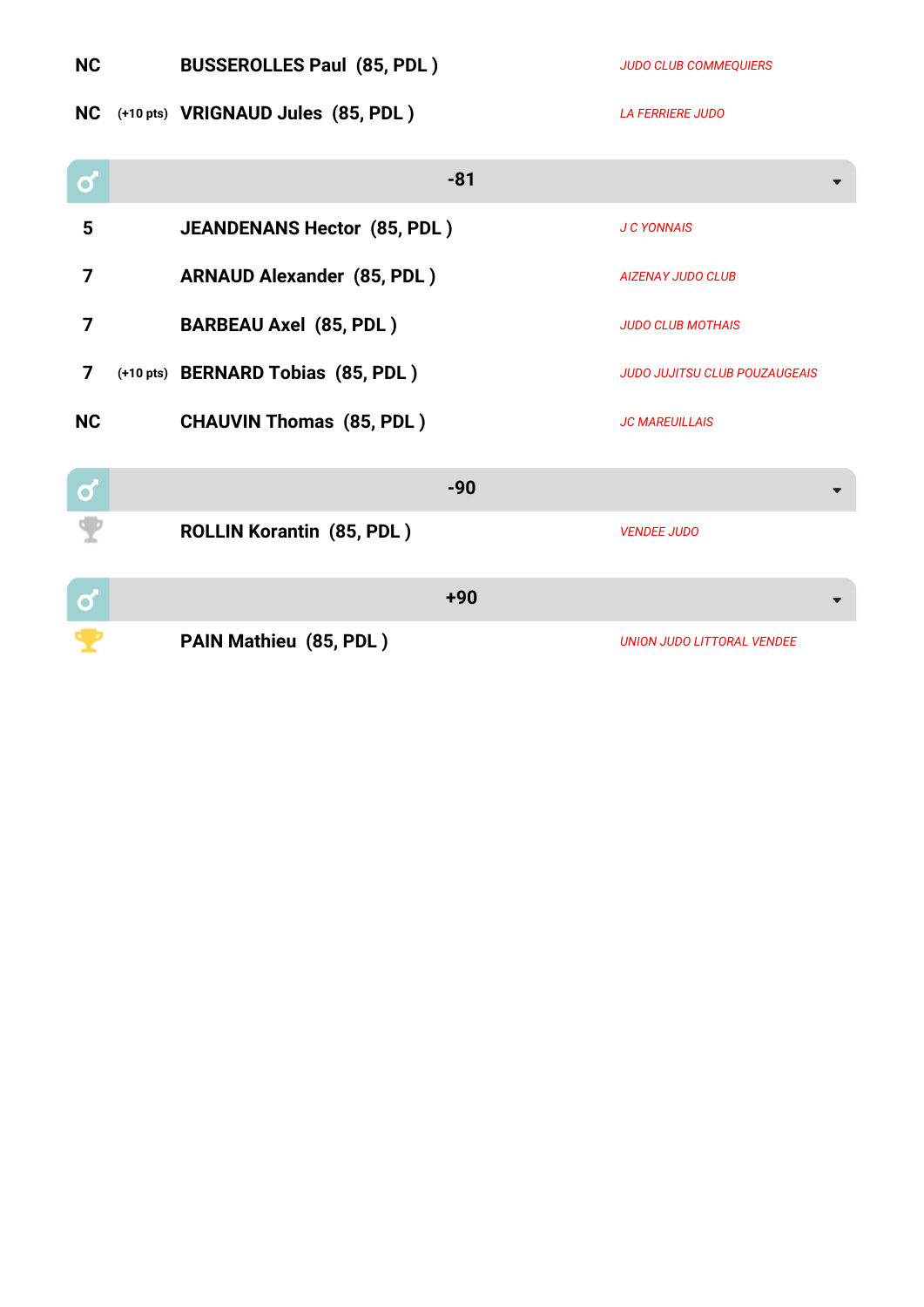| | | | |
|---|---|---|---|
| NC | | **BUSSEROLLES Paul (85, PDL )** | *JUDO CLUB COMMEQUIERS* |
| NC | (+10 pts) | **VRIGNAUD Jules (85, PDL )** | *LA FERRIERE JUDO* |

## ♂ -81

| | | | |
|---|---|---|---|
| 5 | | **JEANDENANS Hector (85, PDL )** | *J C YONNAIS* |
| 7 | | **ARNAUD Alexander (85, PDL )** | *AIZENAY JUDO CLUB* |
| 7 | | **BARBEAU Axel (85, PDL )** | *JUDO CLUB MOTHAIS* |
| 7 | (+10 pts) | **BERNARD Tobias (85, PDL )** | *JUDO JUJITSU CLUB POUZAUGEAIS* |
| NC | | **CHAUVIN Thomas (85, PDL )** | *JC MAREUILLAIS* |

## ♂ -90

| | | |
|---|---|---|
| 🏆 (argent) | **ROLLIN Korantin (85, PDL )** | *VENDEE JUDO* |

## ♂ +90

| | | |
|---|---|---|
| 🏆 (or) | **PAIN Mathieu (85, PDL )** | *UNION JUDO LITTORAL VENDEE* |